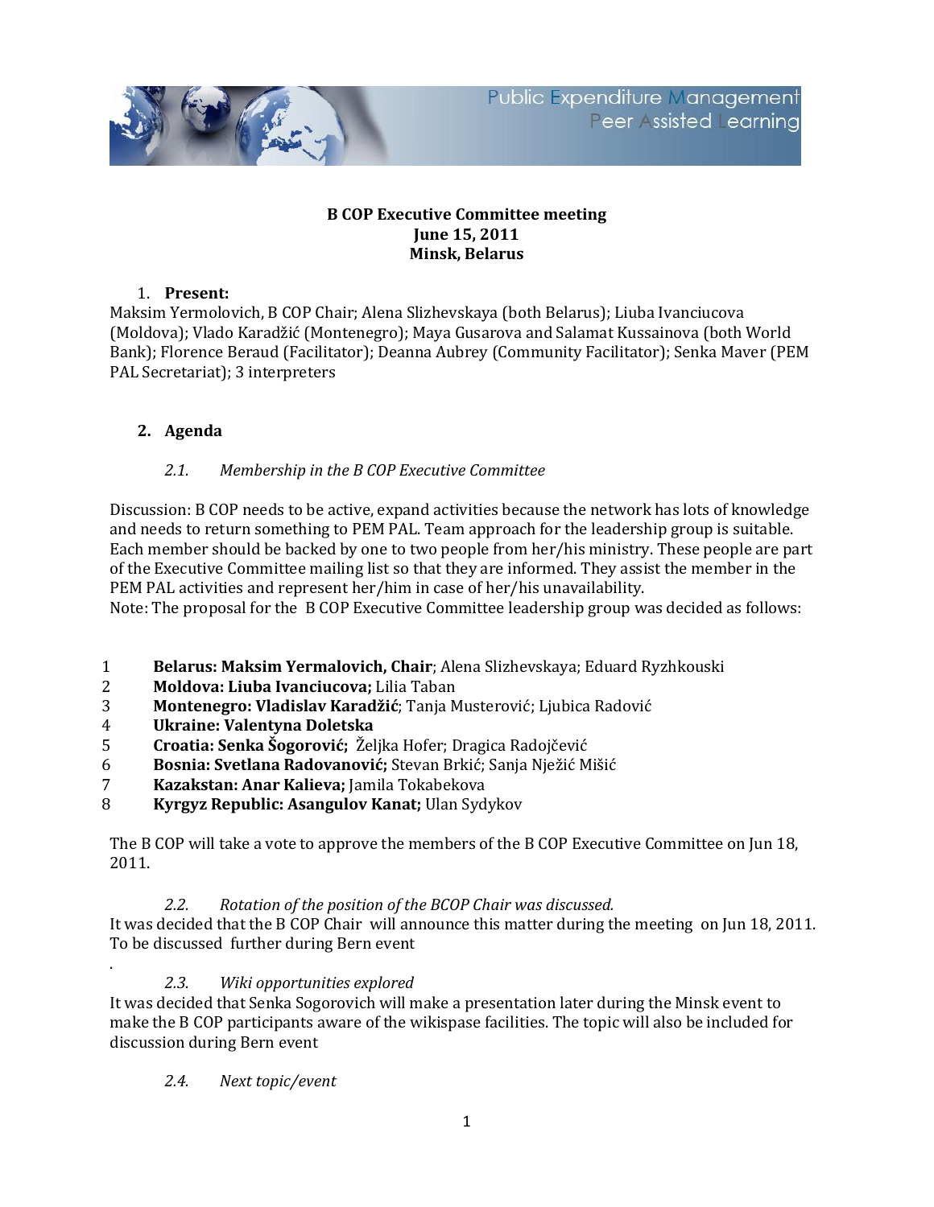Public Expenditure Management
Peer Assisted Learning

**B COP Executive Committee meeting**
**June 15, 2011**
**Minsk, Belarus**

1. **Present:**

Maksim Yermolovich, B COP Chair; Alena Slizhevskaya (both Belarus); Liuba Ivanciucova (Moldova); Vlado Karadžić (Montenegro); Maya Gusarova and Salamat Kussainova (both World Bank); Florence Beraud (Facilitator); Deanna Aubrey (Community Facilitator); Senka Maver (PEM PAL Secretariat); 3 interpreters

## 2. Agenda

### *2.1. Membership in the B COP Executive Committee*

Discussion: B COP needs to be active, expand activities because the network has lots of knowledge and needs to return something to PEM PAL. Team approach for the leadership group is suitable. Each member should be backed by one to two people from her/his ministry. These people are part of the Executive Committee mailing list so that they are informed. They assist the member in the PEM PAL activities and represent her/him in case of her/his unavailability.
Note: The proposal for the B COP Executive Committee leadership group was decided as follows:

1. **Belarus: Maksim Yermalovich, Chair**; Alena Slizhevskaya; Eduard Ryzhkouski
2. **Moldova: Liuba Ivanciucova;** Lilia Taban
3. **Montenegro: Vladislav Karadžić**; Tanja Musterović; Ljubica Radović
4. **Ukraine: Valentyna Doletska**
5. **Croatia: Senka Šogorović;** Željka Hofer; Dragica Radojčević
6. **Bosnia: Svetlana Radovanović;** Stevan Brkić; Sanja Nježić Mišić
7. **Kazakstan: Anar Kalieva;** Jamila Tokabekova
8. **Kyrgyz Republic: Asangulov Kanat;** Ulan Sydykov

The B COP will take a vote to approve the members of the B COP Executive Committee on Jun 18, 2011.

### *2.2. Rotation of the position of the BCOP Chair was discussed.*

It was decided that the B COP Chair will announce this matter during the meeting on Jun 18, 2011. To be discussed further during Bern event

.

### *2.3. Wiki opportunities explored*

It was decided that Senka Sogorovich will make a presentation later during the Minsk event to make the B COP participants aware of the wikispase facilities. The topic will also be included for discussion during Bern event

### *2.4. Next topic/event*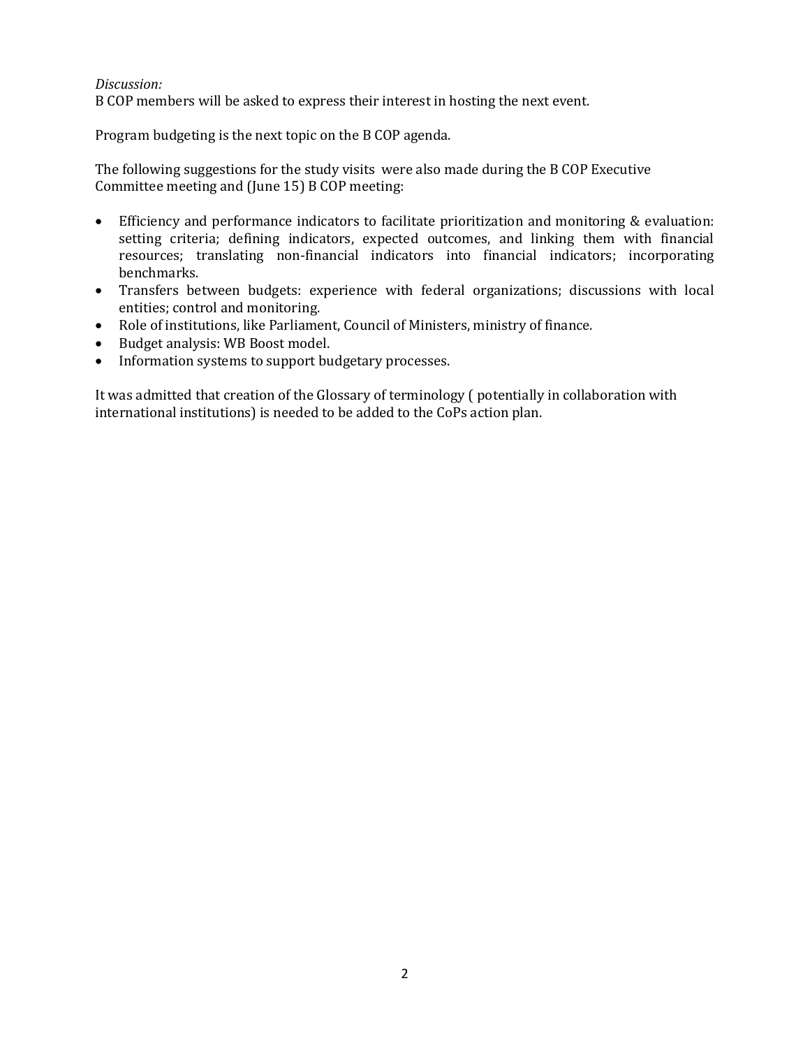*Discussion:*
B COP members will be asked to express their interest in hosting the next event.

Program budgeting is the next topic on the B COP agenda.

The following suggestions for the study visits were also made during the B COP Executive Committee meeting and (June 15) B COP meeting:

- Efficiency and performance indicators to facilitate prioritization and monitoring & evaluation: setting criteria; defining indicators, expected outcomes, and linking them with financial resources; translating non-financial indicators into financial indicators; incorporating benchmarks.
- Transfers between budgets: experience with federal organizations; discussions with local entities; control and monitoring.
- Role of institutions, like Parliament, Council of Ministers, ministry of finance.
- Budget analysis: WB Boost model.
- Information systems to support budgetary processes.

It was admitted that creation of the Glossary of terminology ( potentially in collaboration with international institutions) is needed to be added to the CoPs action plan.